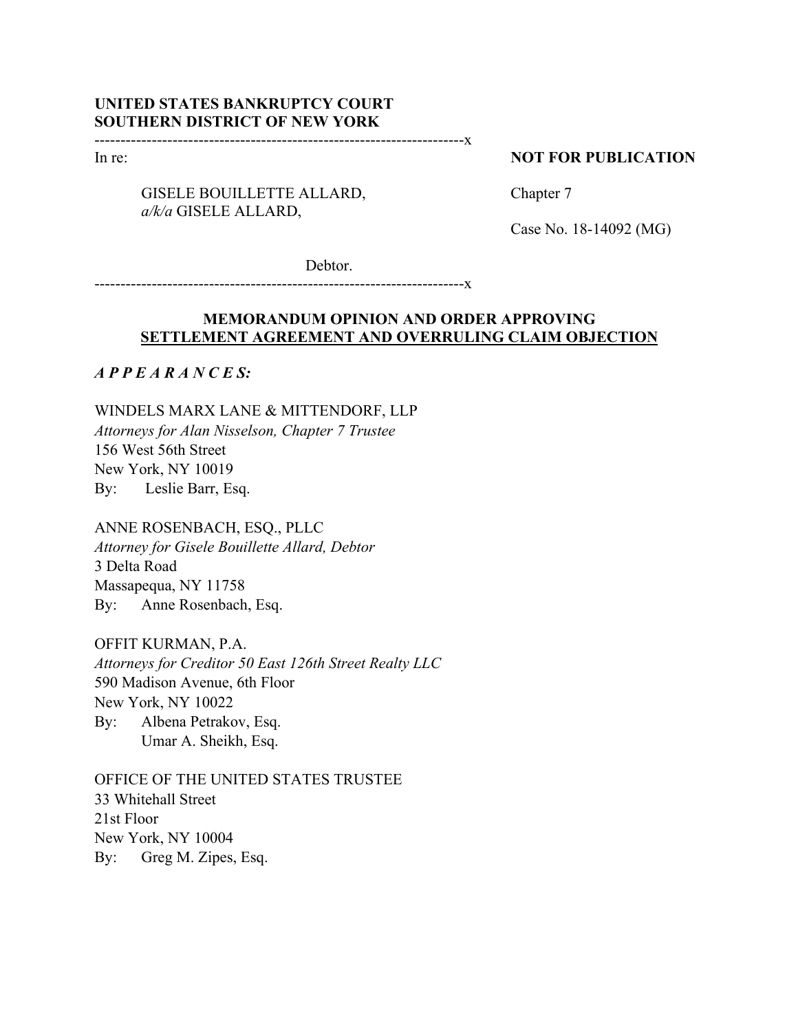**UNITED STATES BANKRUPTCY COURT**
**SOUTHERN DISTRICT OF NEW YORK**

-----------------------------------------------------------------------x

In re:

GISELE BOUILLETTE ALLARD,
*a/k/a* GISELE ALLARD,

Debtor.

-----------------------------------------------------------------------x

**NOT FOR PUBLICATION**

Chapter 7

Case No. 18-14092 (MG)

## MEMORANDUM OPINION AND ORDER APPROVING SETTLEMENT AGREEMENT AND OVERRULING CLAIM OBJECTION

***A P P E A R A N C E S:***

WINDELS MARX LANE & MITTENDORF, LLP
*Attorneys for Alan Nisselson, Chapter 7 Trustee*
156 West 56th Street
New York, NY 10019
By: Leslie Barr, Esq.

ANNE ROSENBACH, ESQ., PLLC
*Attorney for Gisele Bouillette Allard, Debtor*
3 Delta Road
Massapequa, NY 11758
By: Anne Rosenbach, Esq.

OFFIT KURMAN, P.A.
*Attorneys for Creditor 50 East 126th Street Realty LLC*
590 Madison Avenue, 6th Floor
New York, NY 10022
By: Albena Petrakov, Esq.
Umar A. Sheikh, Esq.

OFFICE OF THE UNITED STATES TRUSTEE
33 Whitehall Street
21st Floor
New York, NY 10004
By: Greg M. Zipes, Esq.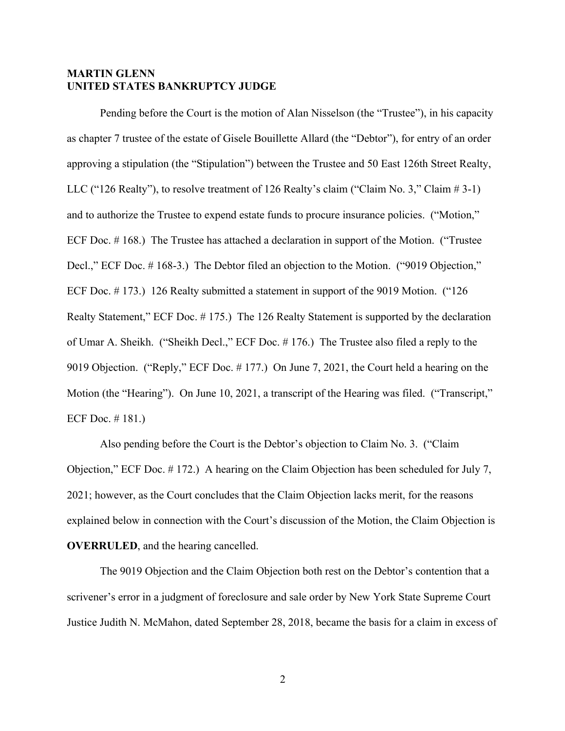**MARTIN GLENN**
**UNITED STATES BANKRUPTCY JUDGE**

Pending before the Court is the motion of Alan Nisselson (the "Trustee"), in his capacity as chapter 7 trustee of the estate of Gisele Bouillette Allard (the "Debtor"), for entry of an order approving a stipulation (the "Stipulation") between the Trustee and 50 East 126th Street Realty, LLC ("126 Realty"), to resolve treatment of 126 Realty's claim ("Claim No. 3," Claim # 3-1) and to authorize the Trustee to expend estate funds to procure insurance policies. ("Motion," ECF Doc. # 168.) The Trustee has attached a declaration in support of the Motion. ("Trustee Decl.," ECF Doc. # 168-3.) The Debtor filed an objection to the Motion. ("9019 Objection," ECF Doc. # 173.) 126 Realty submitted a statement in support of the 9019 Motion. ("126 Realty Statement," ECF Doc. # 175.) The 126 Realty Statement is supported by the declaration of Umar A. Sheikh. ("Sheikh Decl.," ECF Doc. # 176.) The Trustee also filed a reply to the 9019 Objection. ("Reply," ECF Doc. # 177.) On June 7, 2021, the Court held a hearing on the Motion (the "Hearing"). On June 10, 2021, a transcript of the Hearing was filed. ("Transcript," ECF Doc. # 181.)

Also pending before the Court is the Debtor's objection to Claim No. 3. ("Claim Objection," ECF Doc. # 172.) A hearing on the Claim Objection has been scheduled for July 7, 2021; however, as the Court concludes that the Claim Objection lacks merit, for the reasons explained below in connection with the Court's discussion of the Motion, the Claim Objection is **OVERRULED**, and the hearing cancelled.

The 9019 Objection and the Claim Objection both rest on the Debtor's contention that a scrivener's error in a judgment of foreclosure and sale order by New York State Supreme Court Justice Judith N. McMahon, dated September 28, 2018, became the basis for a claim in excess of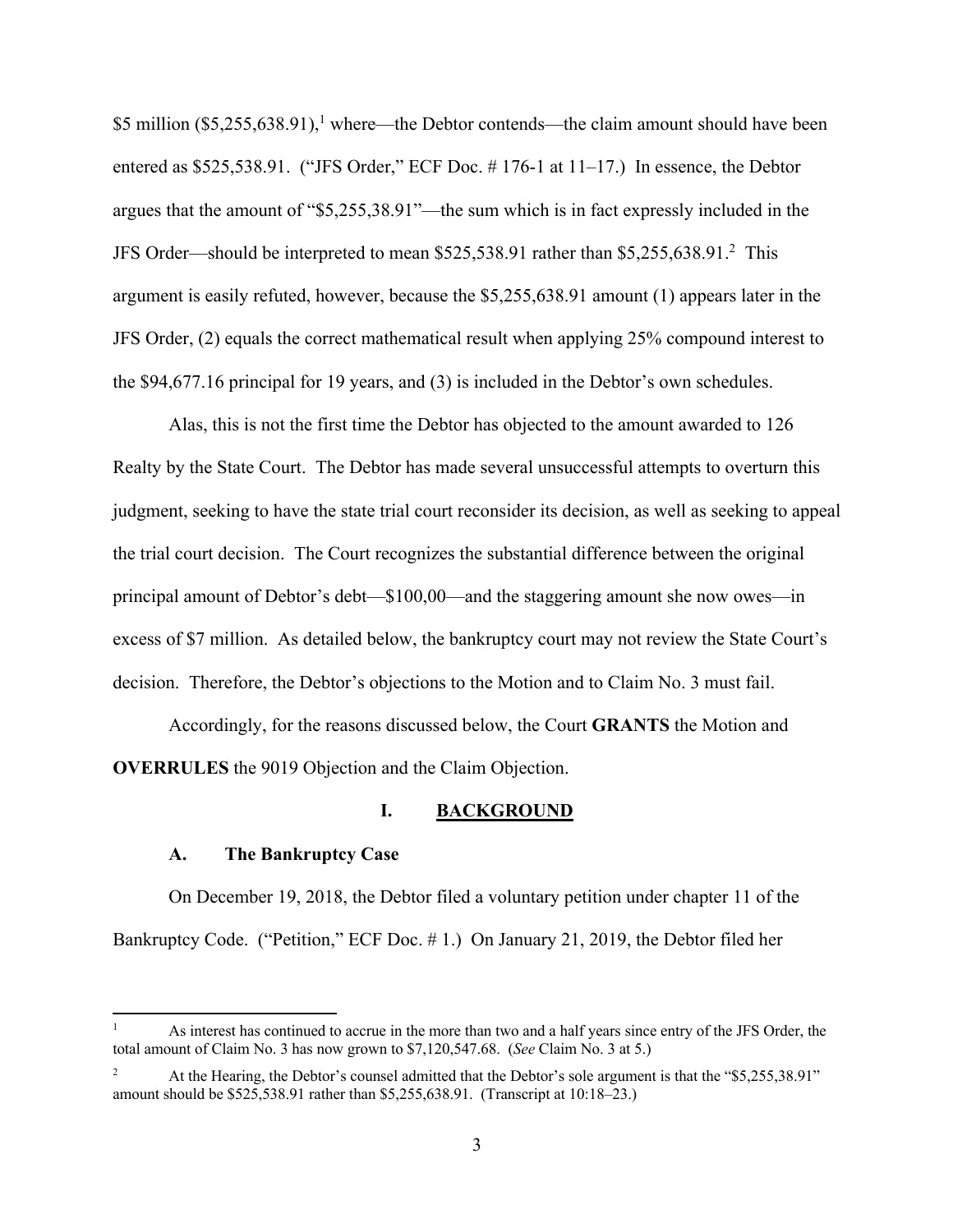\$5 million (\$5,255,638.91),[1] where—the Debtor contends—the claim amount should have been entered as \$525,538.91. ("JFS Order," ECF Doc. # 176-1 at 11–17.) In essence, the Debtor argues that the amount of "\$5,255,38.91"—the sum which is in fact expressly included in the JFS Order—should be interpreted to mean \$525,538.91 rather than \$5,255,638.91.[2] This argument is easily refuted, however, because the \$5,255,638.91 amount (1) appears later in the JFS Order, (2) equals the correct mathematical result when applying 25% compound interest to the \$94,677.16 principal for 19 years, and (3) is included in the Debtor's own schedules.

Alas, this is not the first time the Debtor has objected to the amount awarded to 126 Realty by the State Court. The Debtor has made several unsuccessful attempts to overturn this judgment, seeking to have the state trial court reconsider its decision, as well as seeking to appeal the trial court decision. The Court recognizes the substantial difference between the original principal amount of Debtor's debt—\$100,00—and the staggering amount she now owes—in excess of \$7 million. As detailed below, the bankruptcy court may not review the State Court's decision. Therefore, the Debtor's objections to the Motion and to Claim No. 3 must fail.

Accordingly, for the reasons discussed below, the Court **GRANTS** the Motion and **OVERRULES** the 9019 Objection and the Claim Objection.

## I. BACKGROUND

### A. The Bankruptcy Case

On December 19, 2018, the Debtor filed a voluntary petition under chapter 11 of the Bankruptcy Code. ("Petition," ECF Doc. # 1.) On January 21, 2019, the Debtor filed her

---

[1] As interest has continued to accrue in the more than two and a half years since entry of the JFS Order, the total amount of Claim No. 3 has now grown to \$7,120,547.68. (*See* Claim No. 3 at 5.)

[2] At the Hearing, the Debtor's counsel admitted that the Debtor's sole argument is that the "\$5,255,38.91" amount should be \$525,538.91 rather than \$5,255,638.91. (Transcript at 10:18–23.)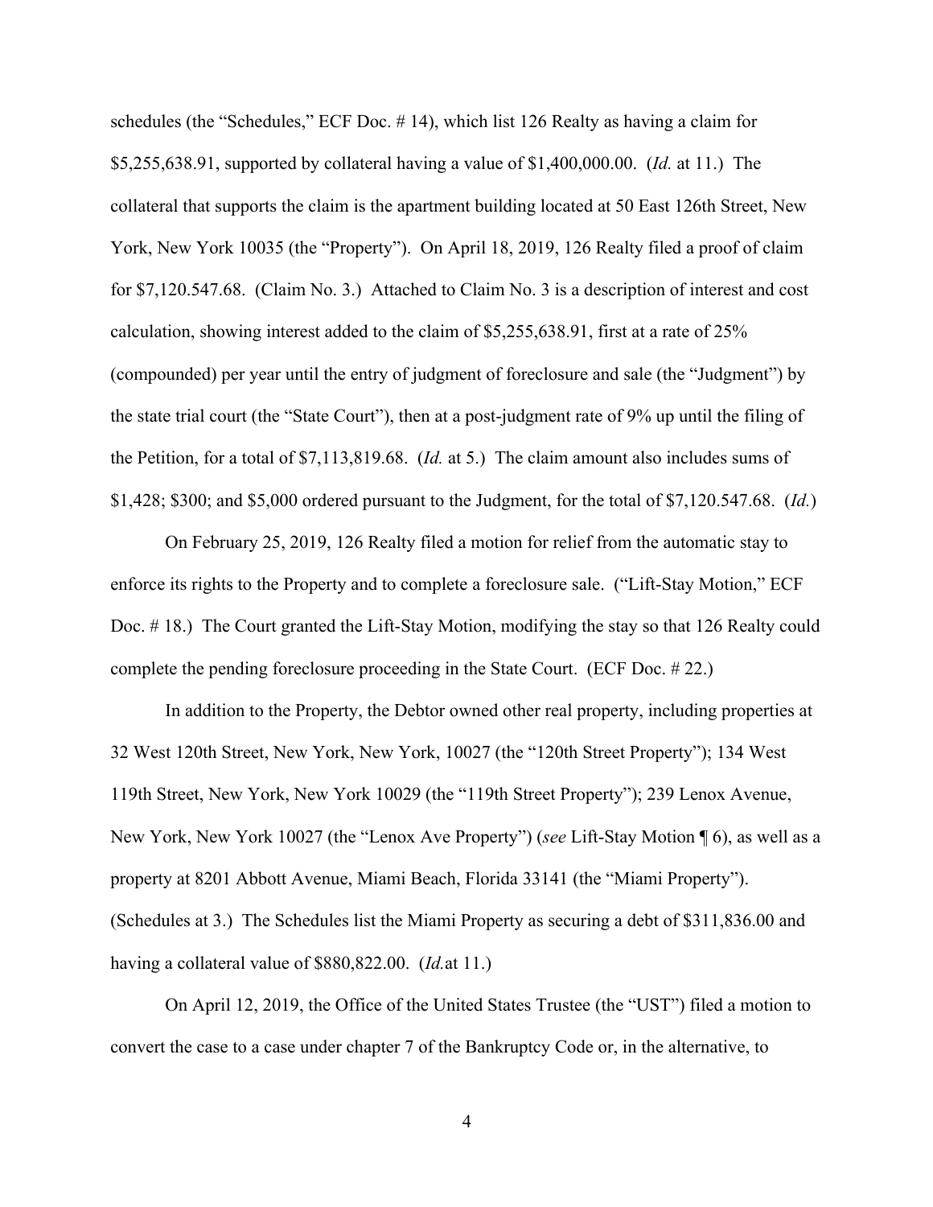schedules (the "Schedules," ECF Doc. # 14), which list 126 Realty as having a claim for $5,255,638.91, supported by collateral having a value of $1,400,000.00. (*Id.* at 11.) The collateral that supports the claim is the apartment building located at 50 East 126th Street, New York, New York 10035 (the "Property"). On April 18, 2019, 126 Realty filed a proof of claim for $7,120.547.68. (Claim No. 3.) Attached to Claim No. 3 is a description of interest and cost calculation, showing interest added to the claim of $5,255,638.91, first at a rate of 25% (compounded) per year until the entry of judgment of foreclosure and sale (the "Judgment") by the state trial court (the "State Court"), then at a post-judgment rate of 9% up until the filing of the Petition, for a total of $7,113,819.68. (*Id.* at 5.) The claim amount also includes sums of $1,428; $300; and $5,000 ordered pursuant to the Judgment, for the total of $7,120.547.68. (*Id.*)

On February 25, 2019, 126 Realty filed a motion for relief from the automatic stay to enforce its rights to the Property and to complete a foreclosure sale. ("Lift-Stay Motion," ECF Doc. # 18.) The Court granted the Lift-Stay Motion, modifying the stay so that 126 Realty could complete the pending foreclosure proceeding in the State Court. (ECF Doc. # 22.)

In addition to the Property, the Debtor owned other real property, including properties at 32 West 120th Street, New York, New York, 10027 (the "120th Street Property"); 134 West 119th Street, New York, New York 10029 (the "119th Street Property"); 239 Lenox Avenue, New York, New York 10027 (the "Lenox Ave Property") (*see* Lift-Stay Motion ¶ 6), as well as a property at 8201 Abbott Avenue, Miami Beach, Florida 33141 (the "Miami Property"). (Schedules at 3.) The Schedules list the Miami Property as securing a debt of $311,836.00 and having a collateral value of $880,822.00. (*Id.* at 11.)

On April 12, 2019, the Office of the United States Trustee (the "UST") filed a motion to convert the case to a case under chapter 7 of the Bankruptcy Code or, in the alternative, to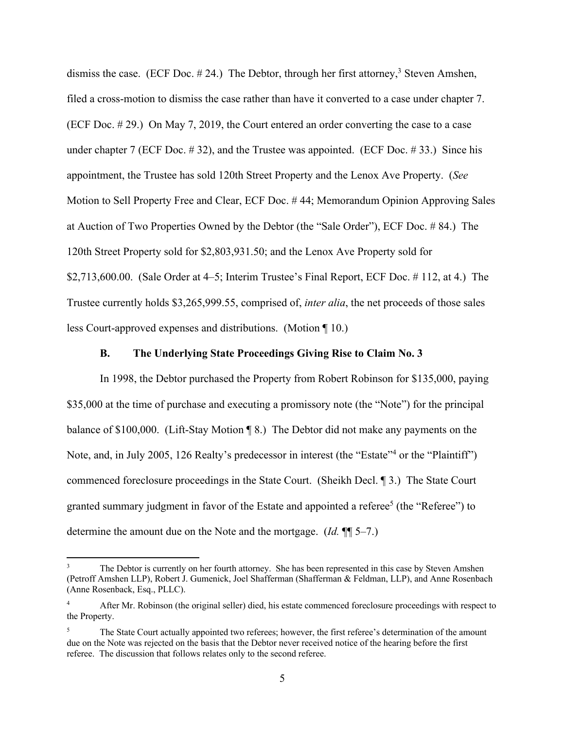dismiss the case. (ECF Doc. # 24.) The Debtor, through her first attorney,[3] Steven Amshen, filed a cross-motion to dismiss the case rather than have it converted to a case under chapter 7. (ECF Doc. # 29.) On May 7, 2019, the Court entered an order converting the case to a case under chapter 7 (ECF Doc. # 32), and the Trustee was appointed. (ECF Doc. # 33.) Since his appointment, the Trustee has sold 120th Street Property and the Lenox Ave Property. (*See* Motion to Sell Property Free and Clear, ECF Doc. # 44; Memorandum Opinion Approving Sales at Auction of Two Properties Owned by the Debtor (the "Sale Order"), ECF Doc. # 84.) The 120th Street Property sold for $2,803,931.50; and the Lenox Ave Property sold for $2,713,600.00. (Sale Order at 4–5; Interim Trustee's Final Report, ECF Doc. # 112, at 4.) The Trustee currently holds $3,265,999.55, comprised of, *inter alia*, the net proceeds of those sales less Court-approved expenses and distributions. (Motion ¶ 10.)

### B. The Underlying State Proceedings Giving Rise to Claim No. 3

In 1998, the Debtor purchased the Property from Robert Robinson for $135,000, paying $35,000 at the time of purchase and executing a promissory note (the "Note") for the principal balance of $100,000. (Lift-Stay Motion ¶ 8.) The Debtor did not make any payments on the Note, and, in July 2005, 126 Realty's predecessor in interest (the "Estate"[4] or the "Plaintiff") commenced foreclosure proceedings in the State Court. (Sheikh Decl. ¶ 3.) The State Court granted summary judgment in favor of the Estate and appointed a referee[5] (the "Referee") to determine the amount due on the Note and the mortgage. (*Id.* ¶¶ 5–7.)

---

[3] The Debtor is currently on her fourth attorney. She has been represented in this case by Steven Amshen (Petroff Amshen LLP), Robert J. Gumenick, Joel Shafferman (Shafferman & Feldman, LLP), and Anne Rosenbach (Anne Rosenback, Esq., PLLC).

[4] After Mr. Robinson (the original seller) died, his estate commenced foreclosure proceedings with respect to the Property.

[5] The State Court actually appointed two referees; however, the first referee's determination of the amount due on the Note was rejected on the basis that the Debtor never received notice of the hearing before the first referee. The discussion that follows relates only to the second referee.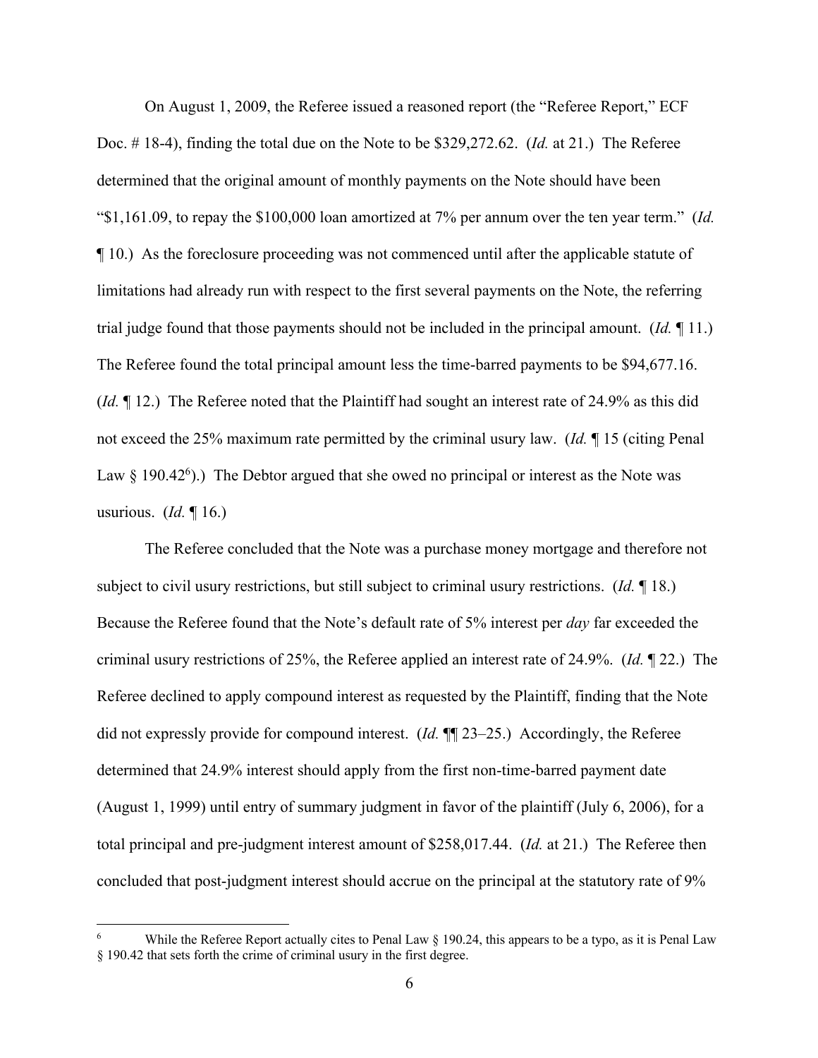On August 1, 2009, the Referee issued a reasoned report (the "Referee Report," ECF Doc. # 18-4), finding the total due on the Note to be $329,272.62. (*Id.* at 21.) The Referee determined that the original amount of monthly payments on the Note should have been "$1,161.09, to repay the $100,000 loan amortized at 7% per annum over the ten year term." (*Id.* ¶ 10.) As the foreclosure proceeding was not commenced until after the applicable statute of limitations had already run with respect to the first several payments on the Note, the referring trial judge found that those payments should not be included in the principal amount. (*Id.* ¶ 11.) The Referee found the total principal amount less the time-barred payments to be $94,677.16. (*Id.* ¶ 12.) The Referee noted that the Plaintiff had sought an interest rate of 24.9% as this did not exceed the 25% maximum rate permitted by the criminal usury law. (*Id.* ¶ 15 (citing Penal Law § 190.42[6]).) The Debtor argued that she owed no principal or interest as the Note was usurious. (*Id.* ¶ 16.)

The Referee concluded that the Note was a purchase money mortgage and therefore not subject to civil usury restrictions, but still subject to criminal usury restrictions. (*Id.* ¶ 18.) Because the Referee found that the Note's default rate of 5% interest per *day* far exceeded the criminal usury restrictions of 25%, the Referee applied an interest rate of 24.9%. (*Id.* ¶ 22.) The Referee declined to apply compound interest as requested by the Plaintiff, finding that the Note did not expressly provide for compound interest. (*Id.* ¶¶ 23–25.) Accordingly, the Referee determined that 24.9% interest should apply from the first non-time-barred payment date (August 1, 1999) until entry of summary judgment in favor of the plaintiff (July 6, 2006), for a total principal and pre-judgment interest amount of $258,017.44. (*Id.* at 21.) The Referee then concluded that post-judgment interest should accrue on the principal at the statutory rate of 9%

[6] While the Referee Report actually cites to Penal Law § 190.24, this appears to be a typo, as it is Penal Law § 190.42 that sets forth the crime of criminal usury in the first degree.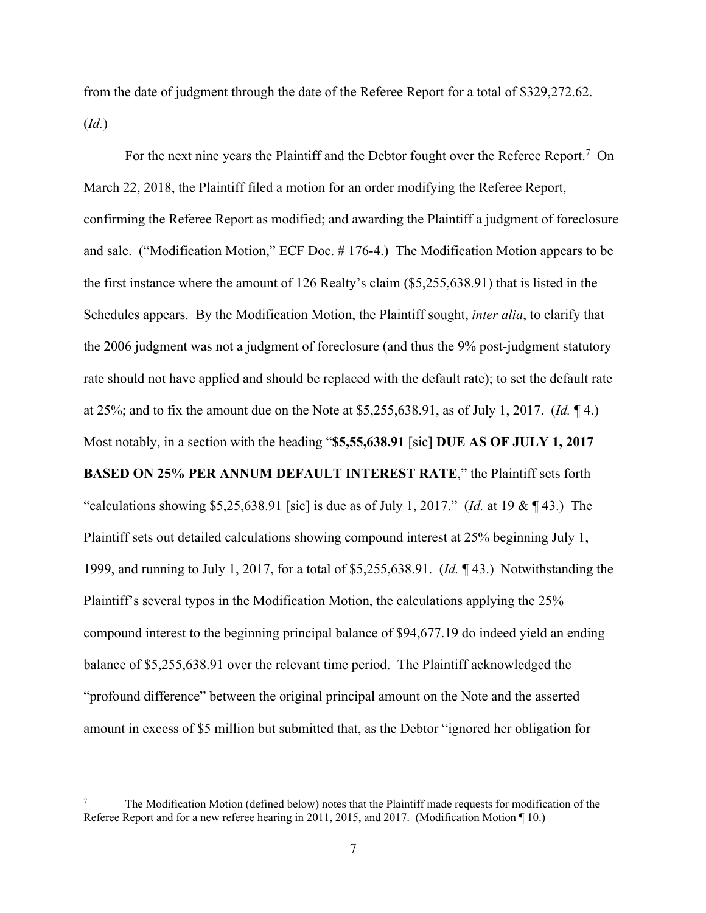from the date of judgment through the date of the Referee Report for a total of $329,272.62. (*Id.*)

For the next nine years the Plaintiff and the Debtor fought over the Referee Report.[7] On March 22, 2018, the Plaintiff filed a motion for an order modifying the Referee Report, confirming the Referee Report as modified; and awarding the Plaintiff a judgment of foreclosure and sale. ("Modification Motion," ECF Doc. # 176-4.) The Modification Motion appears to be the first instance where the amount of 126 Realty's claim ($5,255,638.91) that is listed in the Schedules appears. By the Modification Motion, the Plaintiff sought, *inter alia*, to clarify that the 2006 judgment was not a judgment of foreclosure (and thus the 9% post-judgment statutory rate should not have applied and should be replaced with the default rate); to set the default rate at 25%; and to fix the amount due on the Note at $5,255,638.91, as of July 1, 2017. (*Id.* ¶ 4.) Most notably, in a section with the heading "**$5,55,638.91** [sic] **DUE AS OF JULY 1, 2017 BASED ON 25% PER ANNUM DEFAULT INTEREST RATE**," the Plaintiff sets forth "calculations showing $5,25,638.91 [sic] is due as of July 1, 2017." (*Id.* at 19 & ¶ 43.) The Plaintiff sets out detailed calculations showing compound interest at 25% beginning July 1, 1999, and running to July 1, 2017, for a total of $5,255,638.91. (*Id.* ¶ 43.) Notwithstanding the Plaintiff's several typos in the Modification Motion, the calculations applying the 25% compound interest to the beginning principal balance of $94,677.19 do indeed yield an ending balance of $5,255,638.91 over the relevant time period. The Plaintiff acknowledged the "profound difference" between the original principal amount on the Note and the asserted amount in excess of $5 million but submitted that, as the Debtor "ignored her obligation for

---

[7] The Modification Motion (defined below) notes that the Plaintiff made requests for modification of the Referee Report and for a new referee hearing in 2011, 2015, and 2017. (Modification Motion ¶ 10.)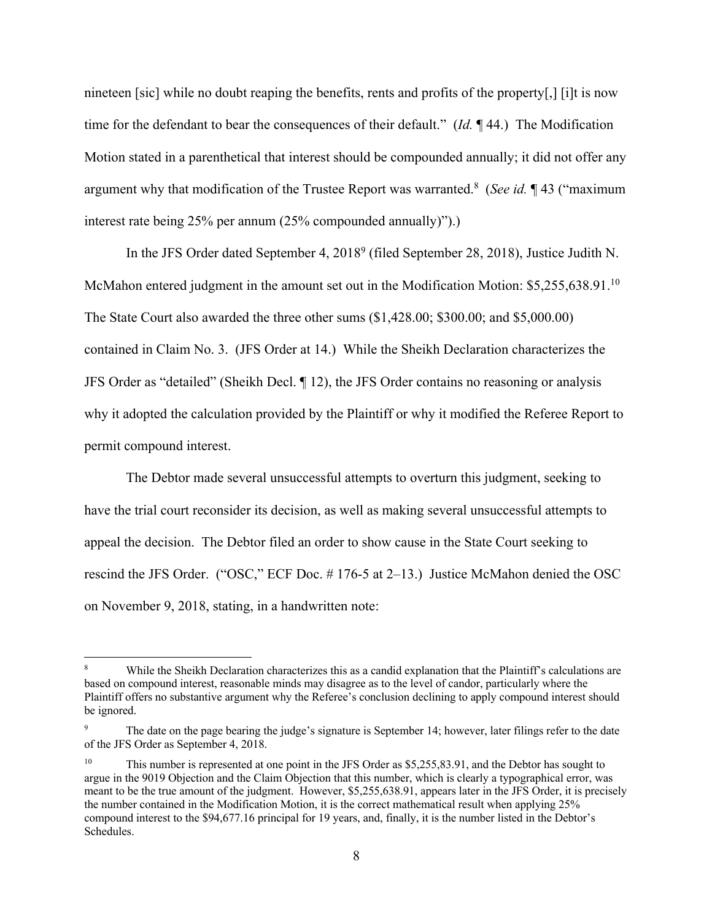nineteen [sic] while no doubt reaping the benefits, rents and profits of the property[,] [i]t is now time for the defendant to bear the consequences of their default." (*Id.* ¶ 44.) The Modification Motion stated in a parenthetical that interest should be compounded annually; it did not offer any argument why that modification of the Trustee Report was warranted.[8] (*See id.* ¶ 43 ("maximum interest rate being 25% per annum (25% compounded annually)").)

In the JFS Order dated September 4, 2018[9] (filed September 28, 2018), Justice Judith N. McMahon entered judgment in the amount set out in the Modification Motion: $5,255,638.91.[10] The State Court also awarded the three other sums ($1,428.00; $300.00; and $5,000.00) contained in Claim No. 3. (JFS Order at 14.) While the Sheikh Declaration characterizes the JFS Order as "detailed" (Sheikh Decl. ¶ 12), the JFS Order contains no reasoning or analysis why it adopted the calculation provided by the Plaintiff or why it modified the Referee Report to permit compound interest.

The Debtor made several unsuccessful attempts to overturn this judgment, seeking to have the trial court reconsider its decision, as well as making several unsuccessful attempts to appeal the decision. The Debtor filed an order to show cause in the State Court seeking to rescind the JFS Order. ("OSC," ECF Doc. # 176-5 at 2–13.) Justice McMahon denied the OSC on November 9, 2018, stating, in a handwritten note:

---

[8] While the Sheikh Declaration characterizes this as a candid explanation that the Plaintiff's calculations are based on compound interest, reasonable minds may disagree as to the level of candor, particularly where the Plaintiff offers no substantive argument why the Referee's conclusion declining to apply compound interest should be ignored.

[9] The date on the page bearing the judge's signature is September 14; however, later filings refer to the date of the JFS Order as September 4, 2018.

[10] This number is represented at one point in the JFS Order as $5,255,83.91, and the Debtor has sought to argue in the 9019 Objection and the Claim Objection that this number, which is clearly a typographical error, was meant to be the true amount of the judgment. However, $5,255,638.91, appears later in the JFS Order, it is precisely the number contained in the Modification Motion, it is the correct mathematical result when applying 25% compound interest to the $94,677.16 principal for 19 years, and, finally, it is the number listed in the Debtor's Schedules.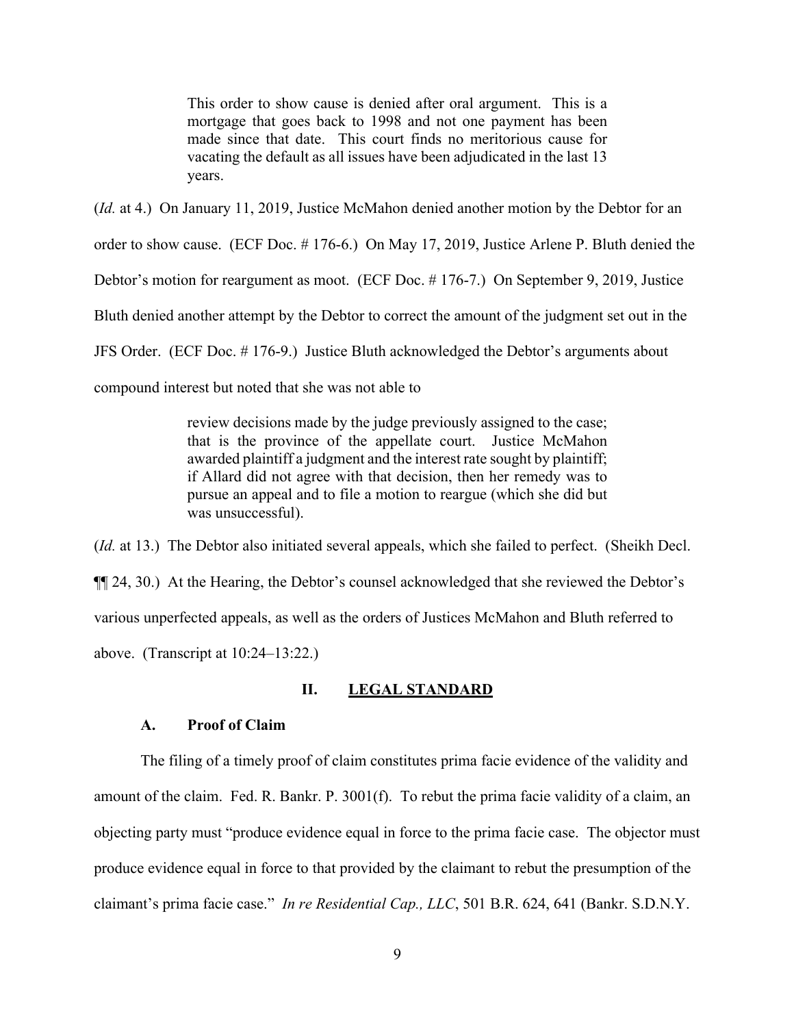> This order to show cause is denied after oral argument. This is a mortgage that goes back to 1998 and not one payment has been made since that date. This court finds no meritorious cause for vacating the default as all issues have been adjudicated in the last 13 years.

(*Id.* at 4.) On January 11, 2019, Justice McMahon denied another motion by the Debtor for an order to show cause. (ECF Doc. # 176-6.) On May 17, 2019, Justice Arlene P. Bluth denied the Debtor's motion for reargument as moot. (ECF Doc. # 176-7.) On September 9, 2019, Justice Bluth denied another attempt by the Debtor to correct the amount of the judgment set out in the JFS Order. (ECF Doc. # 176-9.) Justice Bluth acknowledged the Debtor's arguments about compound interest but noted that she was not able to

> review decisions made by the judge previously assigned to the case; that is the province of the appellate court. Justice McMahon awarded plaintiff a judgment and the interest rate sought by plaintiff; if Allard did not agree with that decision, then her remedy was to pursue an appeal and to file a motion to reargue (which she did but was unsuccessful).

(*Id.* at 13.) The Debtor also initiated several appeals, which she failed to perfect. (Sheikh Decl. ¶¶ 24, 30.) At the Hearing, the Debtor's counsel acknowledged that she reviewed the Debtor's various unperfected appeals, as well as the orders of Justices McMahon and Bluth referred to above. (Transcript at 10:24–13:22.)

## II. LEGAL STANDARD

### A. Proof of Claim

The filing of a timely proof of claim constitutes prima facie evidence of the validity and amount of the claim. Fed. R. Bankr. P. 3001(f). To rebut the prima facie validity of a claim, an objecting party must "produce evidence equal in force to the prima facie case. The objector must produce evidence equal in force to that provided by the claimant to rebut the presumption of the claimant's prima facie case." *In re Residential Cap., LLC*, 501 B.R. 624, 641 (Bankr. S.D.N.Y.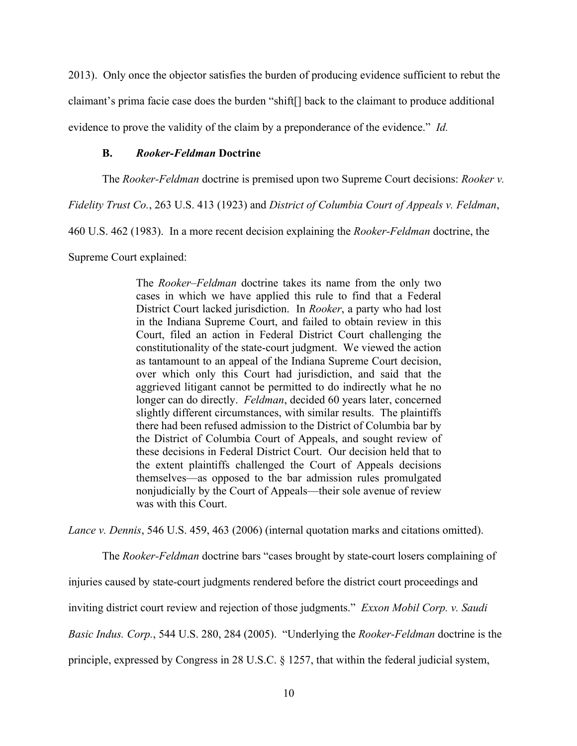2013). Only once the objector satisfies the burden of producing evidence sufficient to rebut the claimant's prima facie case does the burden "shift[] back to the claimant to produce additional evidence to prove the validity of the claim by a preponderance of the evidence." *Id.*

### B. *Rooker-Feldman* Doctrine

The *Rooker-Feldman* doctrine is premised upon two Supreme Court decisions: *Rooker v. Fidelity Trust Co.*, 263 U.S. 413 (1923) and *District of Columbia Court of Appeals v. Feldman*, 460 U.S. 462 (1983). In a more recent decision explaining the *Rooker-Feldman* doctrine, the Supreme Court explained:

> The *Rooker–Feldman* doctrine takes its name from the only two cases in which we have applied this rule to find that a Federal District Court lacked jurisdiction. In *Rooker*, a party who had lost in the Indiana Supreme Court, and failed to obtain review in this Court, filed an action in Federal District Court challenging the constitutionality of the state-court judgment. We viewed the action as tantamount to an appeal of the Indiana Supreme Court decision, over which only this Court had jurisdiction, and said that the aggrieved litigant cannot be permitted to do indirectly what he no longer can do directly. *Feldman*, decided 60 years later, concerned slightly different circumstances, with similar results. The plaintiffs there had been refused admission to the District of Columbia bar by the District of Columbia Court of Appeals, and sought review of these decisions in Federal District Court. Our decision held that to the extent plaintiffs challenged the Court of Appeals decisions themselves—as opposed to the bar admission rules promulgated nonjudicially by the Court of Appeals—their sole avenue of review was with this Court.

*Lance v. Dennis*, 546 U.S. 459, 463 (2006) (internal quotation marks and citations omitted).

The *Rooker-Feldman* doctrine bars "cases brought by state-court losers complaining of injuries caused by state-court judgments rendered before the district court proceedings and inviting district court review and rejection of those judgments." *Exxon Mobil Corp. v. Saudi Basic Indus. Corp.*, 544 U.S. 280, 284 (2005). "Underlying the *Rooker-Feldman* doctrine is the principle, expressed by Congress in 28 U.S.C. § 1257, that within the federal judicial system,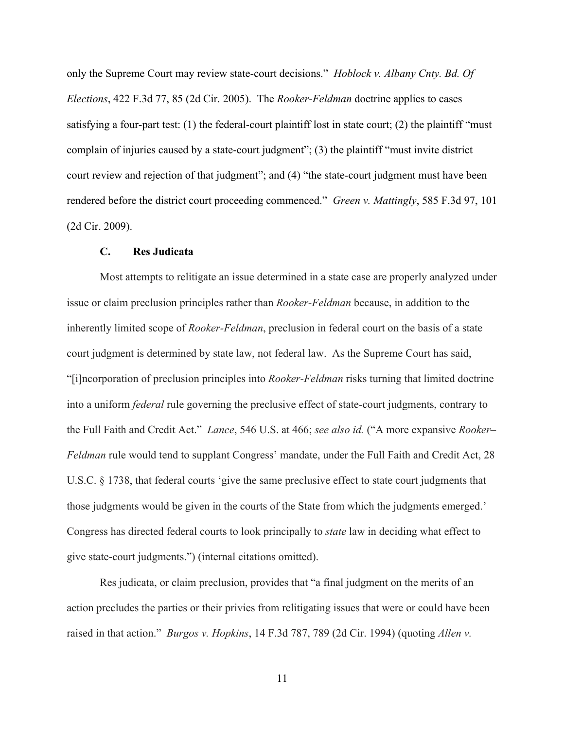only the Supreme Court may review state-court decisions." *Hoblock v. Albany Cnty. Bd. Of Elections*, 422 F.3d 77, 85 (2d Cir. 2005). The *Rooker-Feldman* doctrine applies to cases satisfying a four-part test: (1) the federal-court plaintiff lost in state court; (2) the plaintiff "must complain of injuries caused by a state-court judgment"; (3) the plaintiff "must invite district court review and rejection of that judgment"; and (4) "the state-court judgment must have been rendered before the district court proceeding commenced." *Green v. Mattingly*, 585 F.3d 97, 101 (2d Cir. 2009).

### C. Res Judicata

Most attempts to relitigate an issue determined in a state case are properly analyzed under issue or claim preclusion principles rather than *Rooker-Feldman* because, in addition to the inherently limited scope of *Rooker-Feldman*, preclusion in federal court on the basis of a state court judgment is determined by state law, not federal law. As the Supreme Court has said, "[i]ncorporation of preclusion principles into *Rooker-Feldman* risks turning that limited doctrine into a uniform *federal* rule governing the preclusive effect of state-court judgments, contrary to the Full Faith and Credit Act." *Lance*, 546 U.S. at 466; *see also id.* ("A more expansive *Rooker–Feldman* rule would tend to supplant Congress' mandate, under the Full Faith and Credit Act, 28 U.S.C. § 1738, that federal courts 'give the same preclusive effect to state court judgments that those judgments would be given in the courts of the State from which the judgments emerged.' Congress has directed federal courts to look principally to *state* law in deciding what effect to give state-court judgments.") (internal citations omitted).

Res judicata, or claim preclusion, provides that "a final judgment on the merits of an action precludes the parties or their privies from relitigating issues that were or could have been raised in that action." *Burgos v. Hopkins*, 14 F.3d 787, 789 (2d Cir. 1994) (quoting *Allen v.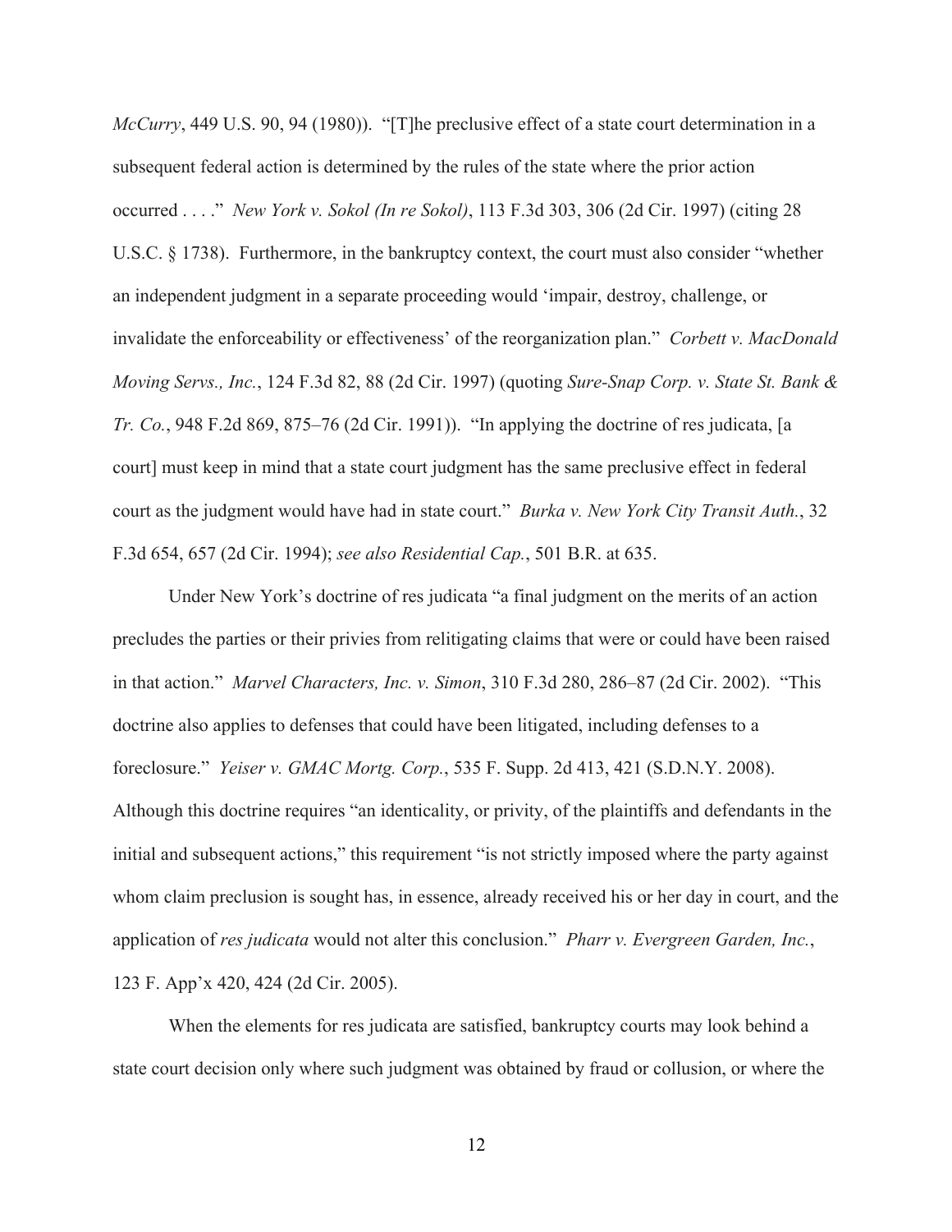*McCurry*, 449 U.S. 90, 94 (1980)). "[T]he preclusive effect of a state court determination in a subsequent federal action is determined by the rules of the state where the prior action occurred . . . ." *New York v. Sokol (In re Sokol)*, 113 F.3d 303, 306 (2d Cir. 1997) (citing 28 U.S.C. § 1738). Furthermore, in the bankruptcy context, the court must also consider "whether an independent judgment in a separate proceeding would 'impair, destroy, challenge, or invalidate the enforceability or effectiveness' of the reorganization plan." *Corbett v. MacDonald Moving Servs., Inc.*, 124 F.3d 82, 88 (2d Cir. 1997) (quoting *Sure-Snap Corp. v. State St. Bank & Tr. Co.*, 948 F.2d 869, 875–76 (2d Cir. 1991)). "In applying the doctrine of res judicata, [a court] must keep in mind that a state court judgment has the same preclusive effect in federal court as the judgment would have had in state court." *Burka v. New York City Transit Auth.*, 32 F.3d 654, 657 (2d Cir. 1994); *see also Residential Cap.*, 501 B.R. at 635.

Under New York's doctrine of res judicata "a final judgment on the merits of an action precludes the parties or their privies from relitigating claims that were or could have been raised in that action." *Marvel Characters, Inc. v. Simon*, 310 F.3d 280, 286–87 (2d Cir. 2002). "This doctrine also applies to defenses that could have been litigated, including defenses to a foreclosure." *Yeiser v. GMAC Mortg. Corp.*, 535 F. Supp. 2d 413, 421 (S.D.N.Y. 2008). Although this doctrine requires "an identicality, or privity, of the plaintiffs and defendants in the initial and subsequent actions," this requirement "is not strictly imposed where the party against whom claim preclusion is sought has, in essence, already received his or her day in court, and the application of *res judicata* would not alter this conclusion." *Pharr v. Evergreen Garden, Inc.*, 123 F. App'x 420, 424 (2d Cir. 2005).

When the elements for res judicata are satisfied, bankruptcy courts may look behind a state court decision only where such judgment was obtained by fraud or collusion, or where the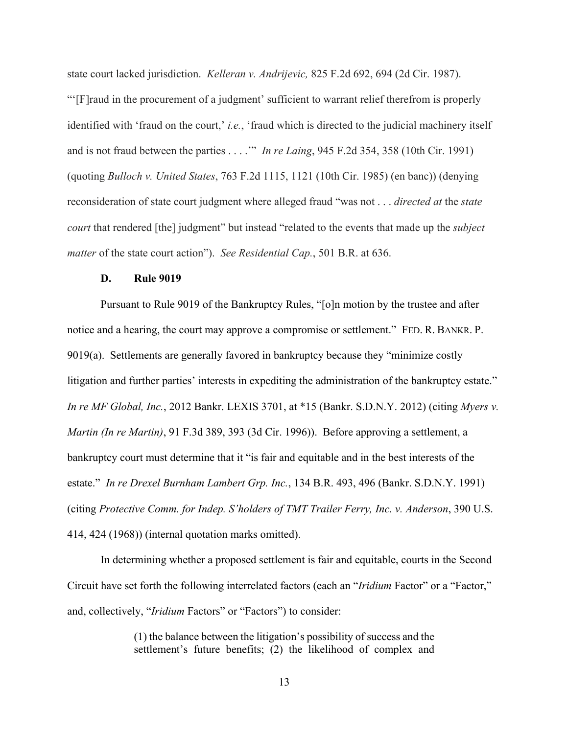state court lacked jurisdiction. *Kelleran v. Andrijevic,* 825 F.2d 692, 694 (2d Cir. 1987). "'[F]raud in the procurement of a judgment' sufficient to warrant relief therefrom is properly identified with 'fraud on the court,' *i.e.*, 'fraud which is directed to the judicial machinery itself and is not fraud between the parties . . . .'" *In re Laing*, 945 F.2d 354, 358 (10th Cir. 1991) (quoting *Bulloch v. United States*, 763 F.2d 1115, 1121 (10th Cir. 1985) (en banc)) (denying reconsideration of state court judgment where alleged fraud "was not . . . *directed at* the *state court* that rendered [the] judgment" but instead "related to the events that made up the *subject matter* of the state court action"). *See Residential Cap.*, 501 B.R. at 636.

### D. Rule 9019

Pursuant to Rule 9019 of the Bankruptcy Rules, "[o]n motion by the trustee and after notice and a hearing, the court may approve a compromise or settlement." FED. R. BANKR. P. 9019(a). Settlements are generally favored in bankruptcy because they "minimize costly litigation and further parties' interests in expediting the administration of the bankruptcy estate." *In re MF Global, Inc.*, 2012 Bankr. LEXIS 3701, at *15 (Bankr. S.D.N.Y. 2012) (citing *Myers v. Martin (In re Martin)*, 91 F.3d 389, 393 (3d Cir. 1996)). Before approving a settlement, a bankruptcy court must determine that it "is fair and equitable and in the best interests of the estate." *In re Drexel Burnham Lambert Grp. Inc.*, 134 B.R. 493, 496 (Bankr. S.D.N.Y. 1991) (citing *Protective Comm. for Indep. S'holders of TMT Trailer Ferry, Inc. v. Anderson*, 390 U.S. 414, 424 (1968)) (internal quotation marks omitted).

In determining whether a proposed settlement is fair and equitable, courts in the Second Circuit have set forth the following interrelated factors (each an "*Iridium* Factor" or a "Factor," and, collectively, "*Iridium* Factors" or "Factors") to consider:

> (1) the balance between the litigation's possibility of success and the settlement's future benefits; (2) the likelihood of complex and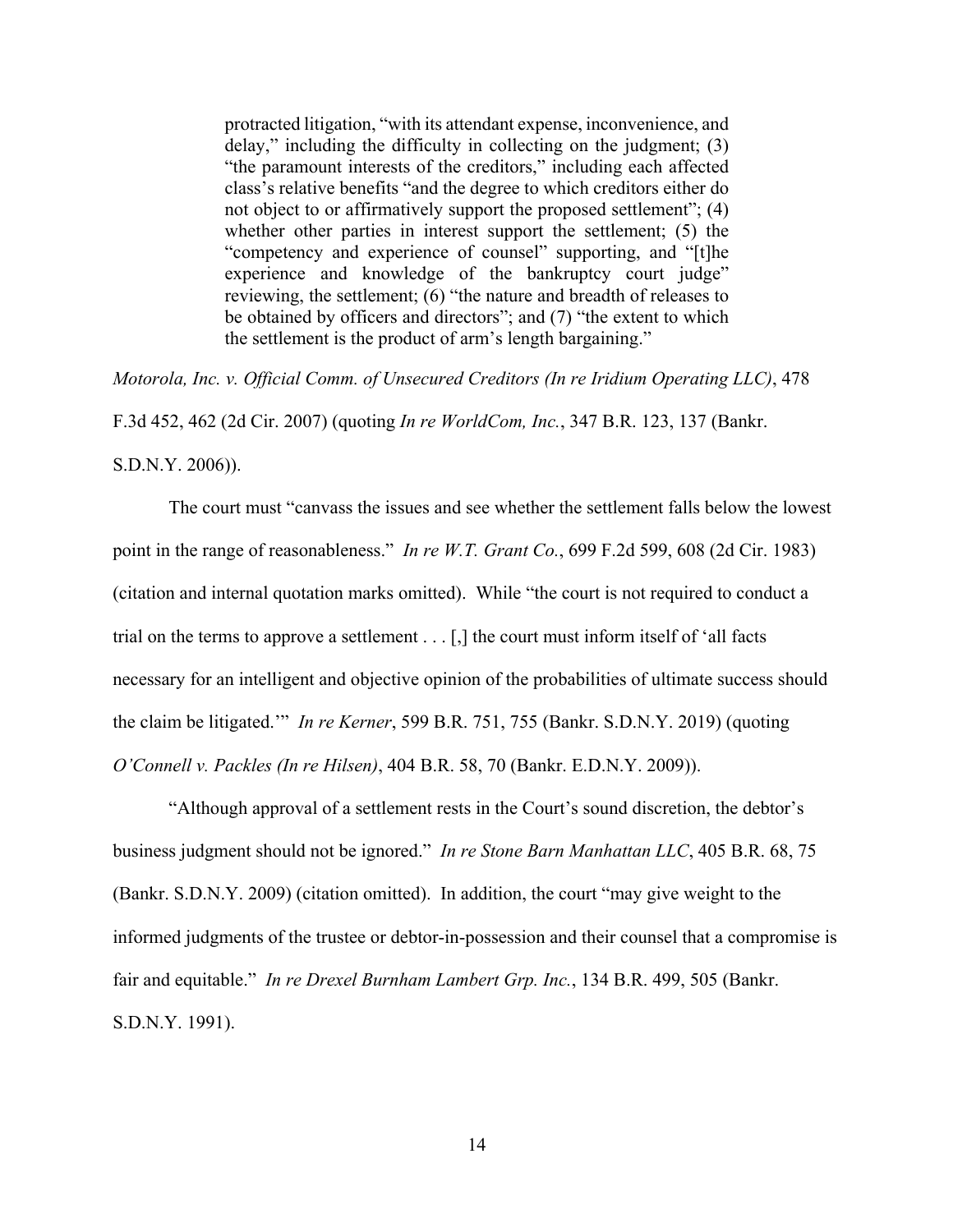> protracted litigation, "with its attendant expense, inconvenience, and delay," including the difficulty in collecting on the judgment; (3) "the paramount interests of the creditors," including each affected class's relative benefits "and the degree to which creditors either do not object to or affirmatively support the proposed settlement"; (4) whether other parties in interest support the settlement; (5) the "competency and experience of counsel" supporting, and "[t]he experience and knowledge of the bankruptcy court judge" reviewing, the settlement; (6) "the nature and breadth of releases to be obtained by officers and directors"; and (7) "the extent to which the settlement is the product of arm's length bargaining."

*Motorola, Inc. v. Official Comm. of Unsecured Creditors (In re Iridium Operating LLC)*, 478 F.3d 452, 462 (2d Cir. 2007) (quoting *In re WorldCom, Inc.*, 347 B.R. 123, 137 (Bankr. S.D.N.Y. 2006)).

The court must "canvass the issues and see whether the settlement falls below the lowest point in the range of reasonableness." *In re W.T. Grant Co.*, 699 F.2d 599, 608 (2d Cir. 1983) (citation and internal quotation marks omitted). While "the court is not required to conduct a trial on the terms to approve a settlement . . . [,] the court must inform itself of 'all facts necessary for an intelligent and objective opinion of the probabilities of ultimate success should the claim be litigated.'" *In re Kerner*, 599 B.R. 751, 755 (Bankr. S.D.N.Y. 2019) (quoting *O'Connell v. Packles (In re Hilsen)*, 404 B.R. 58, 70 (Bankr. E.D.N.Y. 2009)).

"Although approval of a settlement rests in the Court's sound discretion, the debtor's business judgment should not be ignored." *In re Stone Barn Manhattan LLC*, 405 B.R. 68, 75 (Bankr. S.D.N.Y. 2009) (citation omitted). In addition, the court "may give weight to the informed judgments of the trustee or debtor-in-possession and their counsel that a compromise is fair and equitable." *In re Drexel Burnham Lambert Grp. Inc.*, 134 B.R. 499, 505 (Bankr. S.D.N.Y. 1991).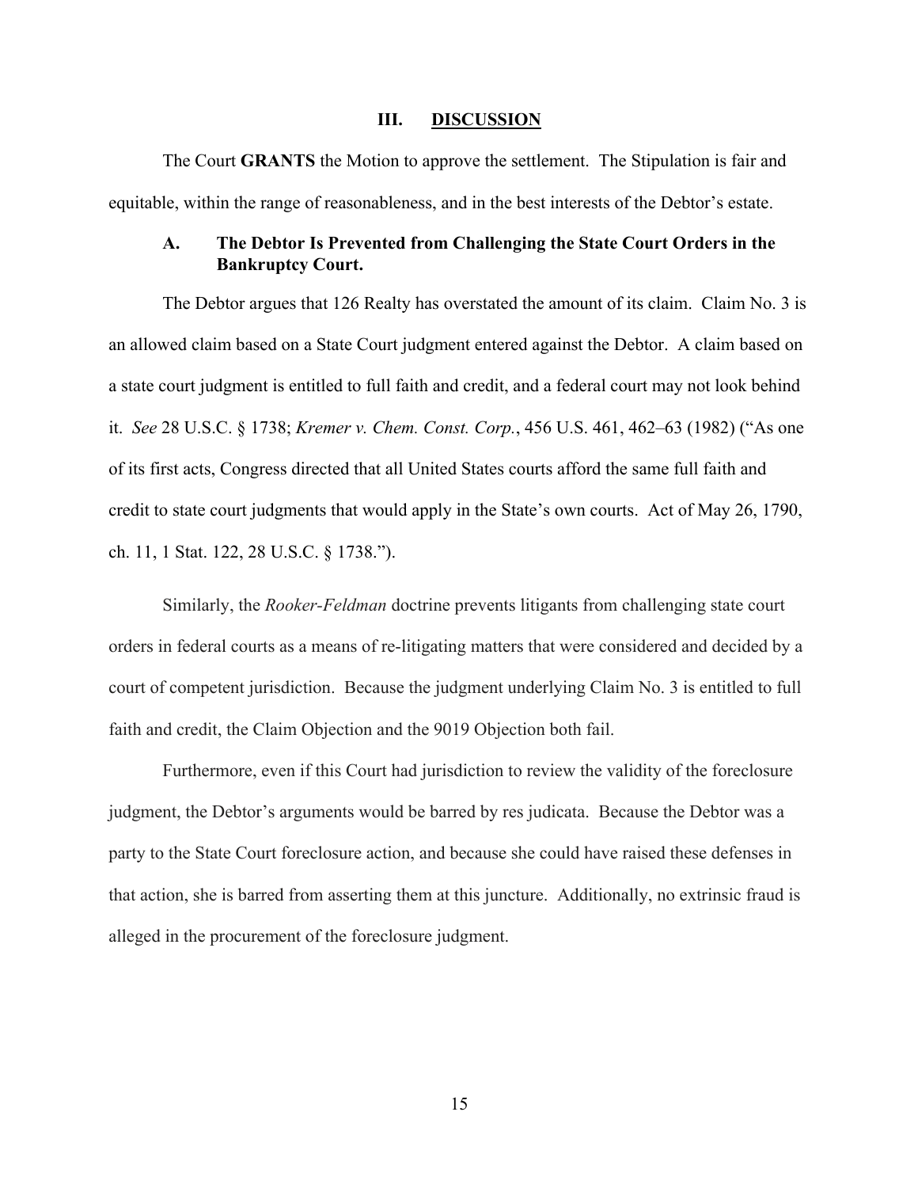## III. DISCUSSION

The Court **GRANTS** the Motion to approve the settlement. The Stipulation is fair and equitable, within the range of reasonableness, and in the best interests of the Debtor's estate.

### A. The Debtor Is Prevented from Challenging the State Court Orders in the Bankruptcy Court.

The Debtor argues that 126 Realty has overstated the amount of its claim. Claim No. 3 is an allowed claim based on a State Court judgment entered against the Debtor. A claim based on a state court judgment is entitled to full faith and credit, and a federal court may not look behind it. *See* 28 U.S.C. § 1738; *Kremer v. Chem. Const. Corp.*, 456 U.S. 461, 462–63 (1982) ("As one of its first acts, Congress directed that all United States courts afford the same full faith and credit to state court judgments that would apply in the State's own courts. Act of May 26, 1790, ch. 11, 1 Stat. 122, 28 U.S.C. § 1738.").

Similarly, the *Rooker-Feldman* doctrine prevents litigants from challenging state court orders in federal courts as a means of re-litigating matters that were considered and decided by a court of competent jurisdiction. Because the judgment underlying Claim No. 3 is entitled to full faith and credit, the Claim Objection and the 9019 Objection both fail.

Furthermore, even if this Court had jurisdiction to review the validity of the foreclosure judgment, the Debtor's arguments would be barred by res judicata. Because the Debtor was a party to the State Court foreclosure action, and because she could have raised these defenses in that action, she is barred from asserting them at this juncture. Additionally, no extrinsic fraud is alleged in the procurement of the foreclosure judgment.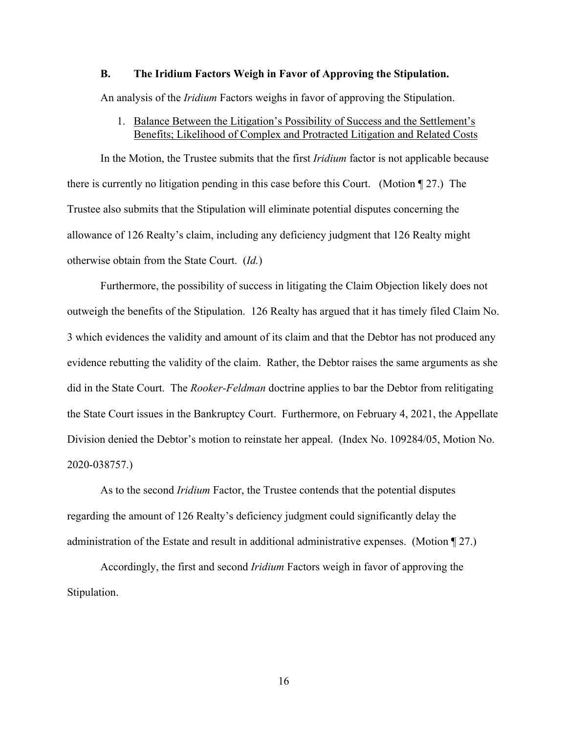### B. The Iridium Factors Weigh in Favor of Approving the Stipulation.

An analysis of the *Iridium* Factors weighs in favor of approving the Stipulation.

1. <u>Balance Between the Litigation's Possibility of Success and the Settlement's Benefits; Likelihood of Complex and Protracted Litigation and Related Costs</u>

In the Motion, the Trustee submits that the first *Iridium* factor is not applicable because there is currently no litigation pending in this case before this Court. (Motion ¶ 27.) The Trustee also submits that the Stipulation will eliminate potential disputes concerning the allowance of 126 Realty's claim, including any deficiency judgment that 126 Realty might otherwise obtain from the State Court. (*Id.*)

Furthermore, the possibility of success in litigating the Claim Objection likely does not outweigh the benefits of the Stipulation. 126 Realty has argued that it has timely filed Claim No. 3 which evidences the validity and amount of its claim and that the Debtor has not produced any evidence rebutting the validity of the claim. Rather, the Debtor raises the same arguments as she did in the State Court. The *Rooker-Feldman* doctrine applies to bar the Debtor from relitigating the State Court issues in the Bankruptcy Court. Furthermore, on February 4, 2021, the Appellate Division denied the Debtor's motion to reinstate her appeal. (Index No. 109284/05, Motion No. 2020-038757.)

As to the second *Iridium* Factor, the Trustee contends that the potential disputes regarding the amount of 126 Realty's deficiency judgment could significantly delay the administration of the Estate and result in additional administrative expenses. (Motion ¶ 27.)

Accordingly, the first and second *Iridium* Factors weigh in favor of approving the Stipulation.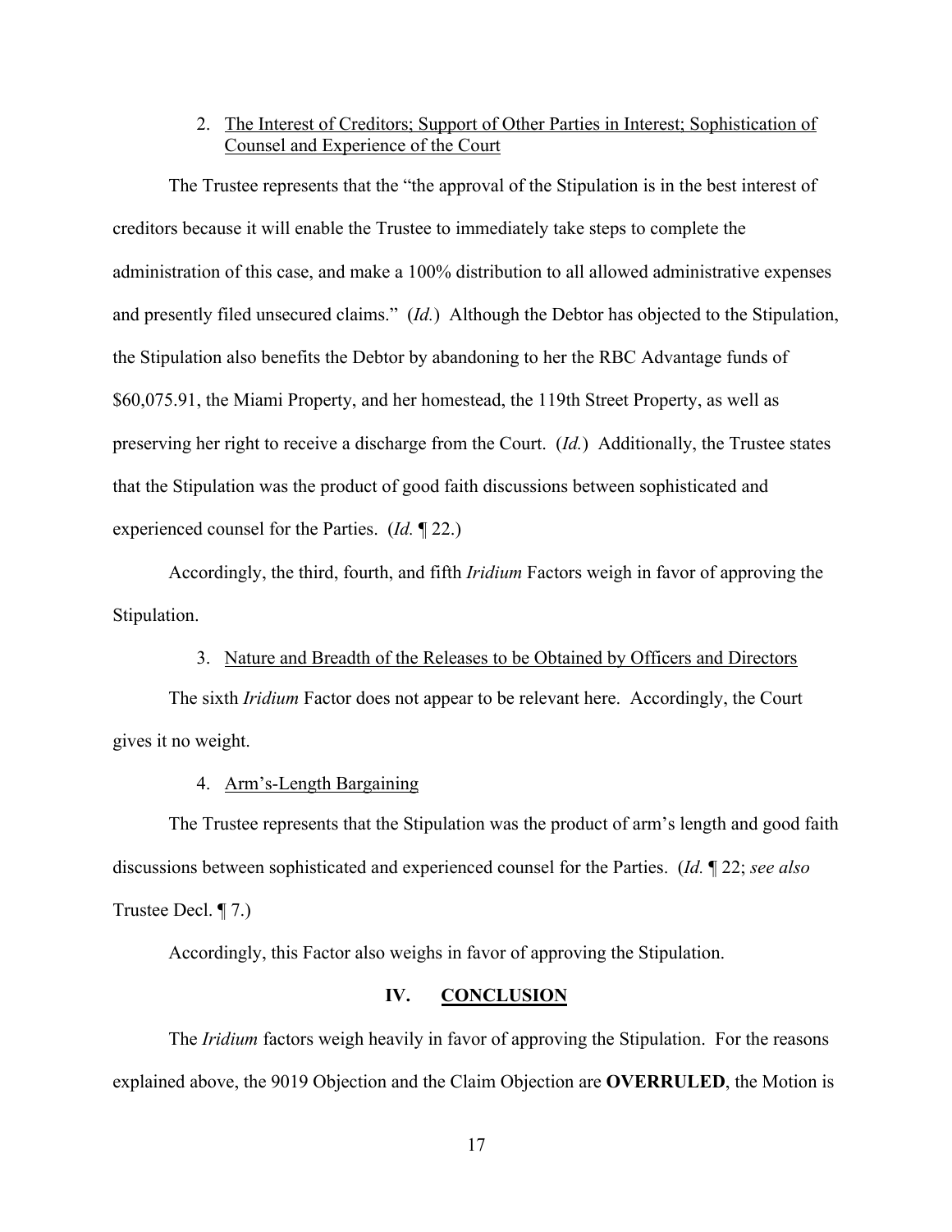2. The Interest of Creditors; Support of Other Parties in Interest; Sophistication of Counsel and Experience of the Court

The Trustee represents that the "the approval of the Stipulation is in the best interest of creditors because it will enable the Trustee to immediately take steps to complete the administration of this case, and make a 100% distribution to all allowed administrative expenses and presently filed unsecured claims." (*Id.*) Although the Debtor has objected to the Stipulation, the Stipulation also benefits the Debtor by abandoning to her the RBC Advantage funds of $60,075.91, the Miami Property, and her homestead, the 119th Street Property, as well as preserving her right to receive a discharge from the Court. (*Id.*) Additionally, the Trustee states that the Stipulation was the product of good faith discussions between sophisticated and experienced counsel for the Parties. (*Id.* ¶ 22.)

Accordingly, the third, fourth, and fifth *Iridium* Factors weigh in favor of approving the Stipulation.

3. Nature and Breadth of the Releases to be Obtained by Officers and Directors

The sixth *Iridium* Factor does not appear to be relevant here. Accordingly, the Court gives it no weight.

4. Arm's-Length Bargaining

The Trustee represents that the Stipulation was the product of arm's length and good faith discussions between sophisticated and experienced counsel for the Parties. (*Id.* ¶ 22; *see also* Trustee Decl. ¶ 7.)

Accordingly, this Factor also weighs in favor of approving the Stipulation.

## IV. CONCLUSION

The *Iridium* factors weigh heavily in favor of approving the Stipulation. For the reasons explained above, the 9019 Objection and the Claim Objection are **OVERRULED**, the Motion is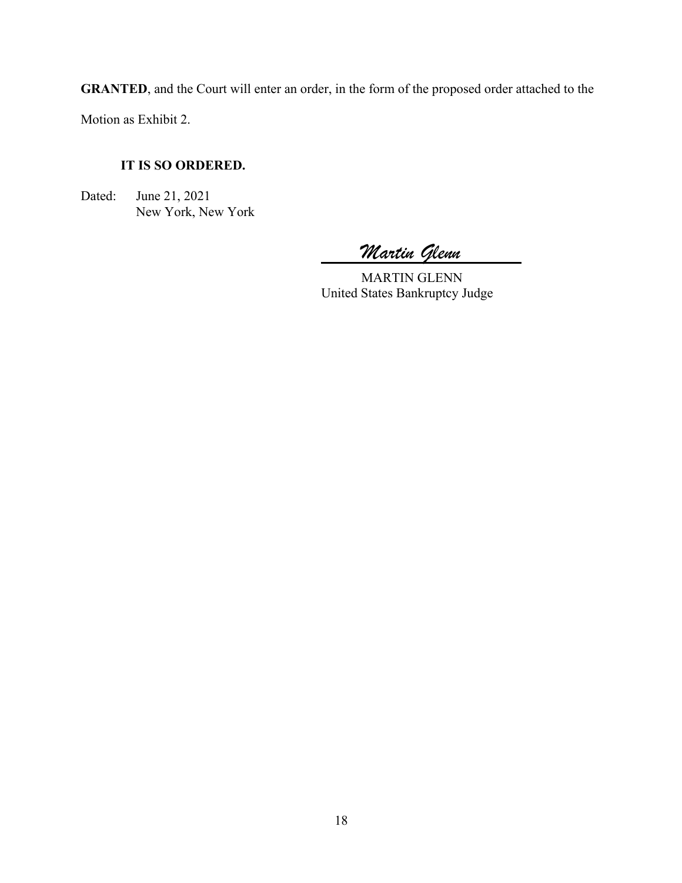**GRANTED**, and the Court will enter an order, in the form of the proposed order attached to the Motion as Exhibit 2.

**IT IS SO ORDERED.**

Dated: June 21, 2021
New York, New York

*Martin Glenn*

MARTIN GLENN
United States Bankruptcy Judge